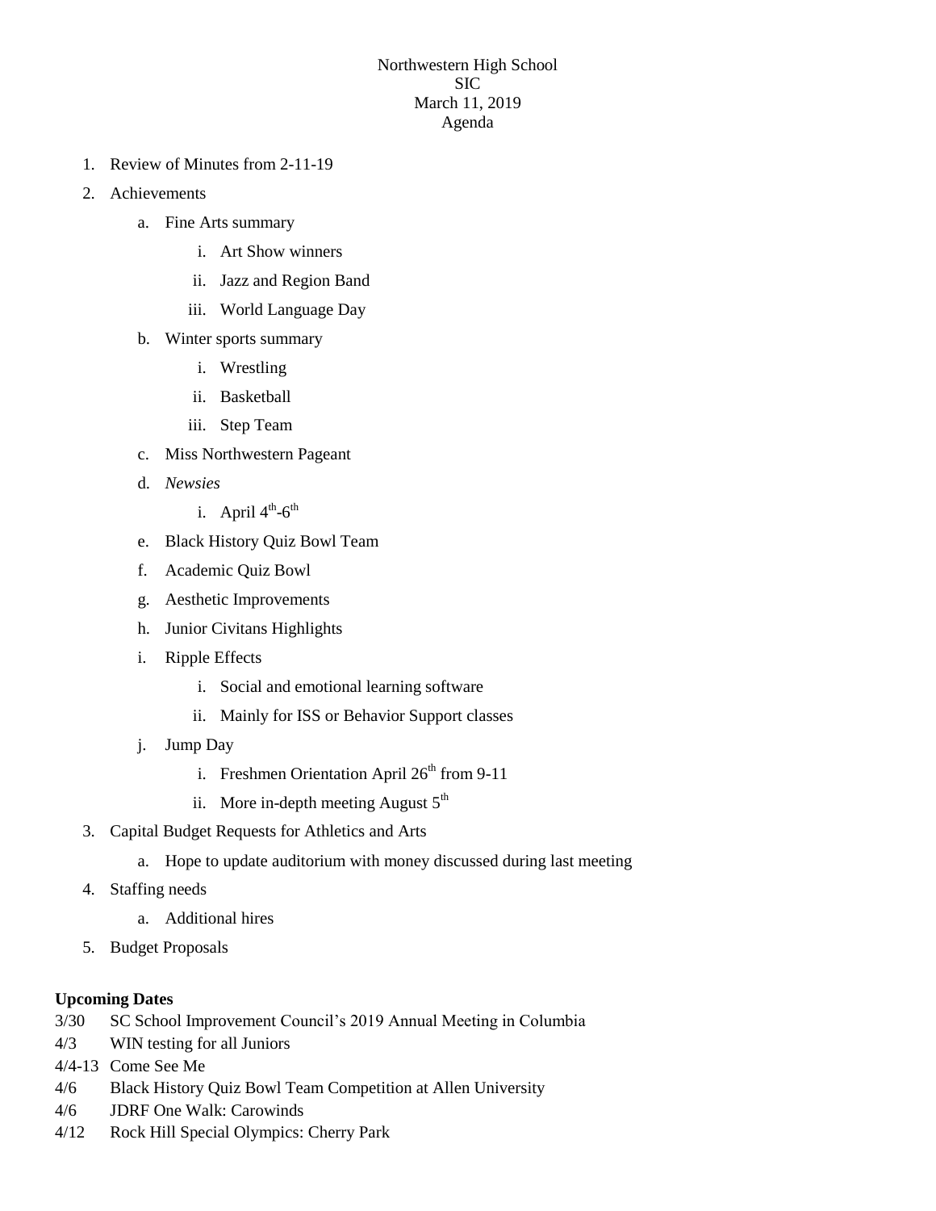Northwestern High School
SIC
March 11, 2019
Agenda

1. Review of Minutes from 2-11-19
2. Achievements
   a. Fine Arts summary
      i. Art Show winners
      ii. Jazz and Region Band
      iii. World Language Day
   b. Winter sports summary
      i. Wrestling
      ii. Basketball
      iii. Step Team
   c. Miss Northwestern Pageant
   d. *Newsies*
      i. April 4th-6th
   e. Black History Quiz Bowl Team
   f. Academic Quiz Bowl
   g. Aesthetic Improvements
   h. Junior Civitans Highlights
   i. Ripple Effects
      i. Social and emotional learning software
      ii. Mainly for ISS or Behavior Support classes
   j. Jump Day
      i. Freshmen Orientation April 26th from 9-11
      ii. More in-depth meeting August 5th
3. Capital Budget Requests for Athletics and Arts
   a. Hope to update auditorium with money discussed during last meeting
4. Staffing needs
   a. Additional hires
5. Budget Proposals

**Upcoming Dates**

3/30 SC School Improvement Council's 2019 Annual Meeting in Columbia
4/3 WIN testing for all Juniors
4/4-13 Come See Me
4/6 Black History Quiz Bowl Team Competition at Allen University
4/6 JDRF One Walk: Carowinds
4/12 Rock Hill Special Olympics: Cherry Park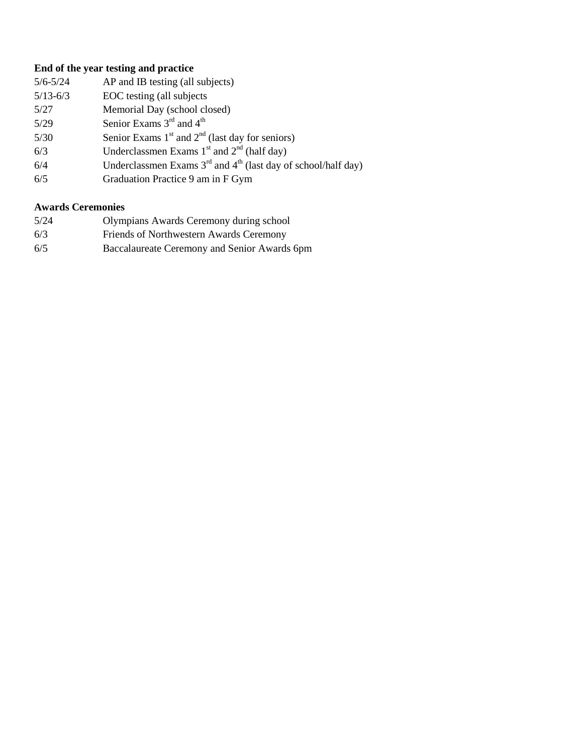**End of the year testing and practice**

| | |
|---|---|
| 5/6-5/24 | AP and IB testing (all subjects) |
| 5/13-6/3 | EOC testing (all subjects |
| 5/27 | Memorial Day (school closed) |
| 5/29 | Senior Exams 3rd and 4th |
| 5/30 | Senior Exams 1st and 2nd (last day for seniors) |
| 6/3 | Underclassmen Exams 1st and 2nd (half day) |
| 6/4 | Underclassmen Exams 3rd and 4th (last day of school/half day) |
| 6/5 | Graduation Practice 9 am in F Gym |

**Awards Ceremonies**

| | |
|---|---|
| 5/24 | Olympians Awards Ceremony during school |
| 6/3 | Friends of Northwestern Awards Ceremony |
| 6/5 | Baccalaureate Ceremony and Senior Awards 6pm |